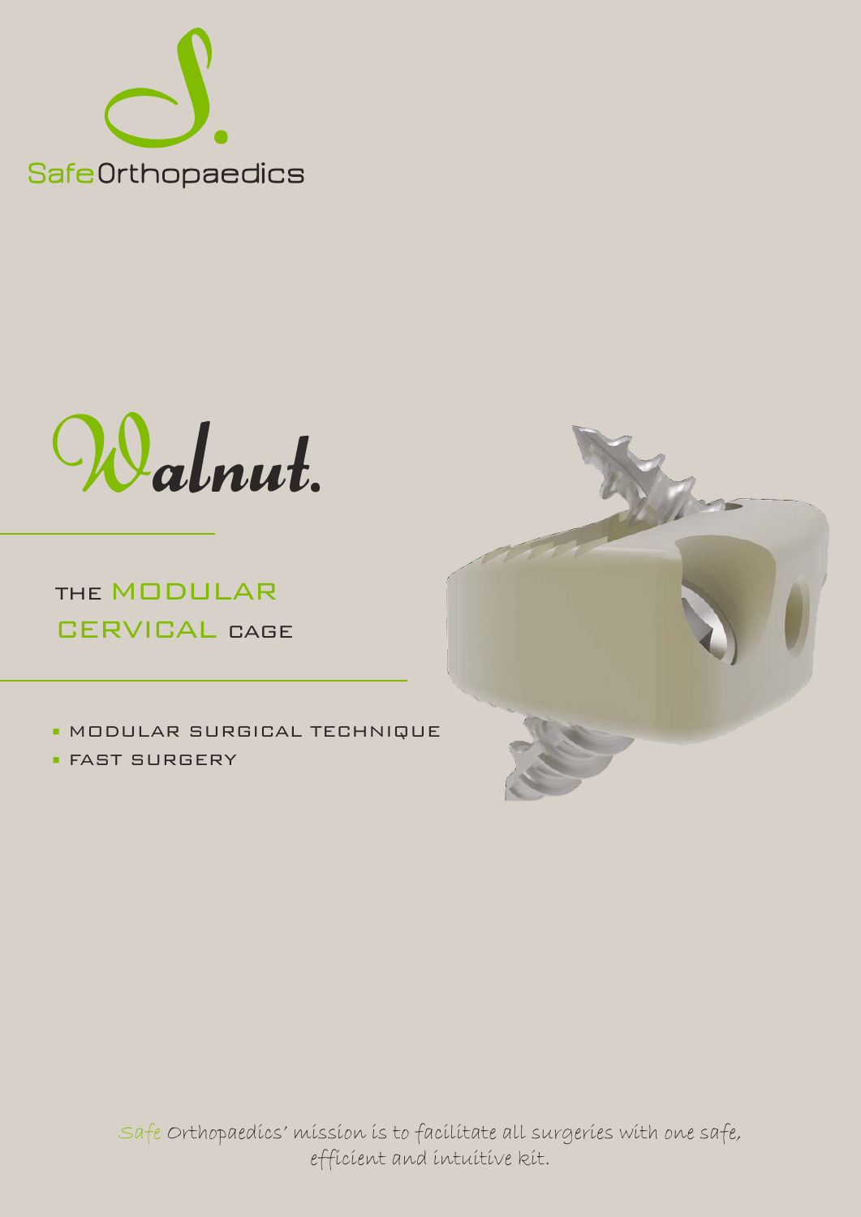SafeOrthopaedics

# Walnut.

## THE MODULAR CERVICAL CAGE

- MODULAR SURGICAL TECHNIQUE
- FAST SURGERY

Safe Orthopaedics' mission is to facilitate all surgeries with one safe, efficient and intuitive kit.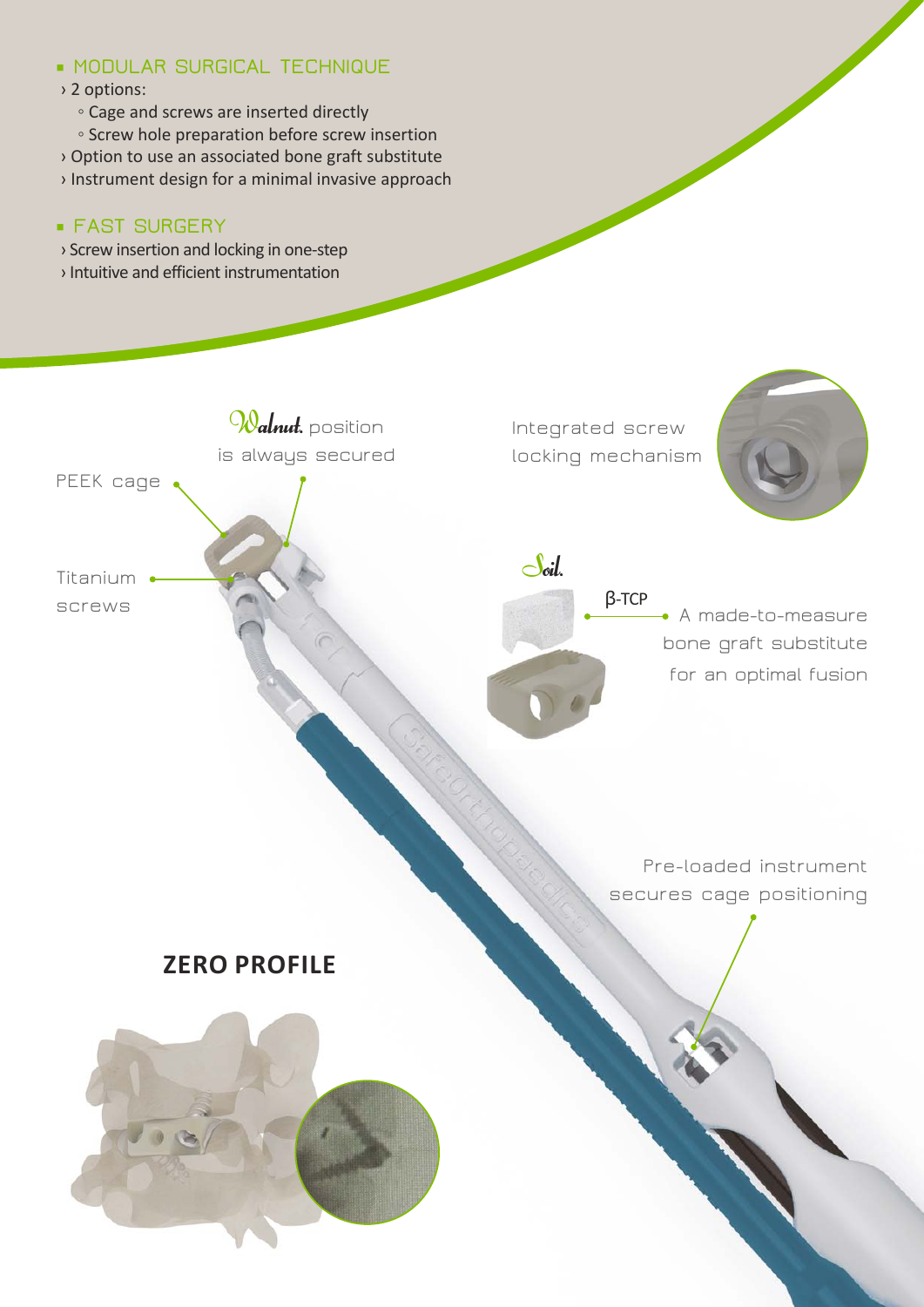## MODULAR SURGICAL TECHNIQUE

- 2 options:
  - Cage and screws are inserted directly
  - Screw hole preparation before screw insertion
- Option to use an associated bone graft substitute
- Instrument design for a minimal invasive approach

## FAST SURGERY

- Screw insertion and locking in one-step
- Intuitive and efficient instrumentation

Walnut. position is always secured

PEEK cage

Titanium screws

Integrated screw locking mechanism

Soil.

β-TCP

A made-to-measure bone graft substitute for an optimal fusion

Pre-loaded instrument secures cage positioning

## ZERO PROFILE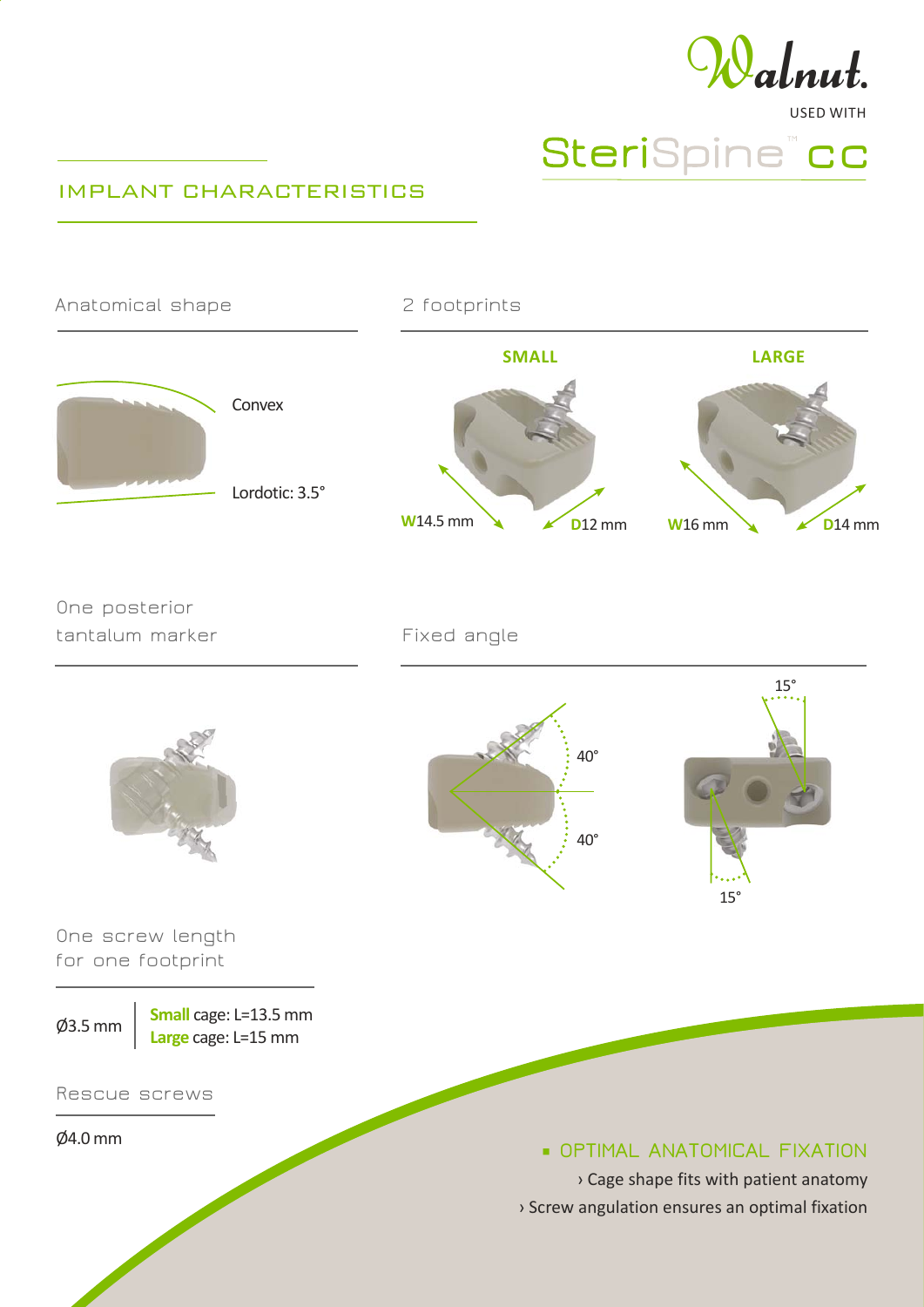Walnut.

USED WITH

SteriSpine™ CC

## IMPLANT CHARACTERISTICS

### Anatomical shape

Convex

Lordotic: 3.5°

### 2 footprints

**SMALL**

**W**14.5 mm **D**12 mm

**LARGE**

**W**16 mm **D**14 mm

### One posterior tantalum marker

### Fixed angle

40°

40°

15°

15°

### One screw length for one footprint

Ø3.5 mm | **Small** cage: L=13.5 mm
**Large** cage: L=15 mm

### Rescue screws

Ø4.0 mm

- OPTIMAL ANATOMICAL FIXATION
  - › Cage shape fits with patient anatomy
  - › Screw angulation ensures an optimal fixation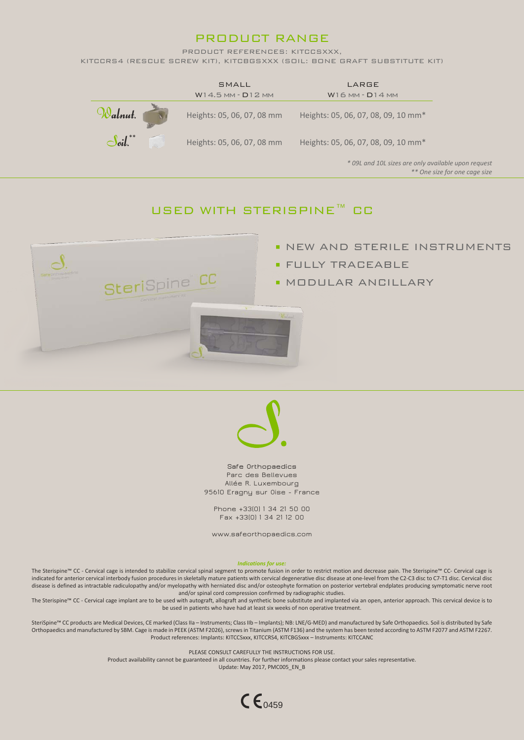## PRODUCT RANGE

PRODUCT REFERENCES: KITCCSXXX,
KITCCRS4 (RESCUE SCREW KIT), KITCBGSXXX (SOIL: BONE GRAFT SUBSTITUTE KIT)

| | SMALL W14.5 MM - D12 MM | LARGE W16 MM - D14 MM |
|---|---|---|
| Walnut. | Heights: 05, 06, 07, 08 mm | Heights: 05, 06, 07, 08, 09, 10 mm* |
| Soil.** | Heights: 05, 06, 07, 08 mm | Heights: 05, 06, 07, 08, 09, 10 mm* |

*\* 09L and 10L sizes are only available upon request*
*\*\* One size for one cage size*

## USED WITH STERISPINE™ CC

- NEW AND STERILE INSTRUMENTS
- FULLY TRACEABLE
- MODULAR ANCILLARY

Safe Orthopaedics
Parc des Bellevues
Allée R. Luxembourg
95610 Eragny sur Oise - France

Phone +33(0) 1 34 21 50 00
Fax +33(0) 1 34 21 12 00

www.safeorthopaedics.com

***Indications for use:***

The Sterispine™ CC - Cervical cage is intended to stabilize cervical spinal segment to promote fusion in order to restrict motion and decrease pain. The Sterispine™ CC- Cervical cage is indicated for anterior cervical interbody fusion procedures in skeletally mature patients with cervical degenerative disc disease at one-level from the C2-C3 disc to C7-T1 disc. Cervical disc disease is defined as intractable radiculopathy and/or myelopathy with herniated disc and/or osteophyte formation on posterior vertebral endplates producing symptomatic nerve root and/or spinal cord compression confirmed by radiographic studies.

The Sterispine™ CC - Cervical cage implant are to be used with autograft, allograft and synthetic bone substitute and implanted via an open, anterior approach. This cervical device is to be used in patients who have had at least six weeks of non operative treatment.

SteriSpine™ CC products are Medical Devices, CE marked (Class IIa – Instruments; Class IIb – Implants); NB: LNE/G-MED) and manufactured by Safe Orthopaedics. Soil is distributed by Safe Orthopaedics and manufactured by SBM. Cage is made in PEEK (ASTM F2026), screws in Titanium (ASTM F136) and the system has been tested according to ASTM F2077 and ASTM F2267. Product references: Implants: KITCCSxxx, KITCCRS4, KITCBGSxxx – Instruments: KITCCANC

PLEASE CONSULT CAREFULLY THE INSTRUCTIONS FOR USE.
Product availability cannot be guaranteed in all countries. For further informations please contact your sales representative.
Update: May 2017, PMC005_EN_B

CE 0459